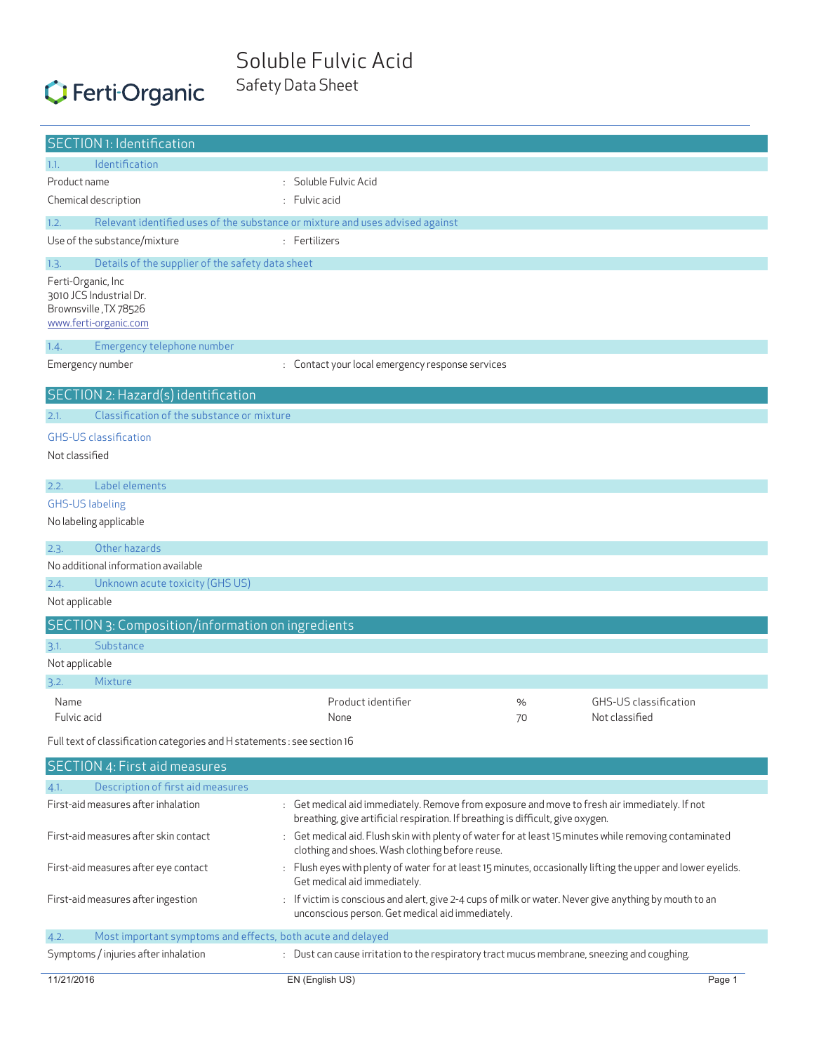# Soluble Fulvic Acid

Safety Data Sheet

Ferti-Organic

## SECTION 1: Identification

### 1.1. Identification

| | |
|---|---|
| Product name | : Soluble Fulvic Acid |
| Chemical description | : Fulvic acid |

### 1.2. Relevant identified uses of the substance or mixture and uses advised against

| | |
|---|---|
| Use of the substance/mixture | : Fertilizers |

### 1.3. Details of the supplier of the safety data sheet

Ferti-Organic, Inc
3010 JCS Industrial Dr.
Brownsville ,TX 78526
www.ferti-organic.com

### 1.4. Emergency telephone number

| | |
|---|---|
| Emergency number | : Contact your local emergency response services |

## SECTION 2: Hazard(s) identification

### 2.1. Classification of the substance or mixture

GHS-US classification

Not classified

### 2.2. Label elements

GHS-US labeling

No labeling applicable

### 2.3. Other hazards

No additional information available

### 2.4. Unknown acute toxicity (GHS US)

Not applicable

## SECTION 3: Composition/information on ingredients

### 3.1. Substance

Not applicable

### 3.2. Mixture

| Name | Product identifier | % | GHS-US classification |
|---|---|---|---|
| Fulvic acid | None | 70 | Not classified |

Full text of classification categories and H statements : see section 16

## SECTION 4: First aid measures

### 4.1. Description of first aid measures

| | |
|---|---|
| First-aid measures after inhalation | : Get medical aid immediately. Remove from exposure and move to fresh air immediately. If not breathing, give artificial respiration. If breathing is difficult, give oxygen. |
| First-aid measures after skin contact | : Get medical aid. Flush skin with plenty of water for at least 15 minutes while removing contaminated clothing and shoes. Wash clothing before reuse. |
| First-aid measures after eye contact | : Flush eyes with plenty of water for at least 15 minutes, occasionally lifting the upper and lower eyelids. Get medical aid immediately. |
| First-aid measures after ingestion | : If victim is conscious and alert, give 2-4 cups of milk or water. Never give anything by mouth to an unconscious person. Get medical aid immediately. |

### 4.2. Most important symptoms and effects, both acute and delayed

| | |
|---|---|
| Symptoms / injuries after inhalation | : Dust can cause irritation to the respiratory tract mucus membrane, sneezing and coughing. |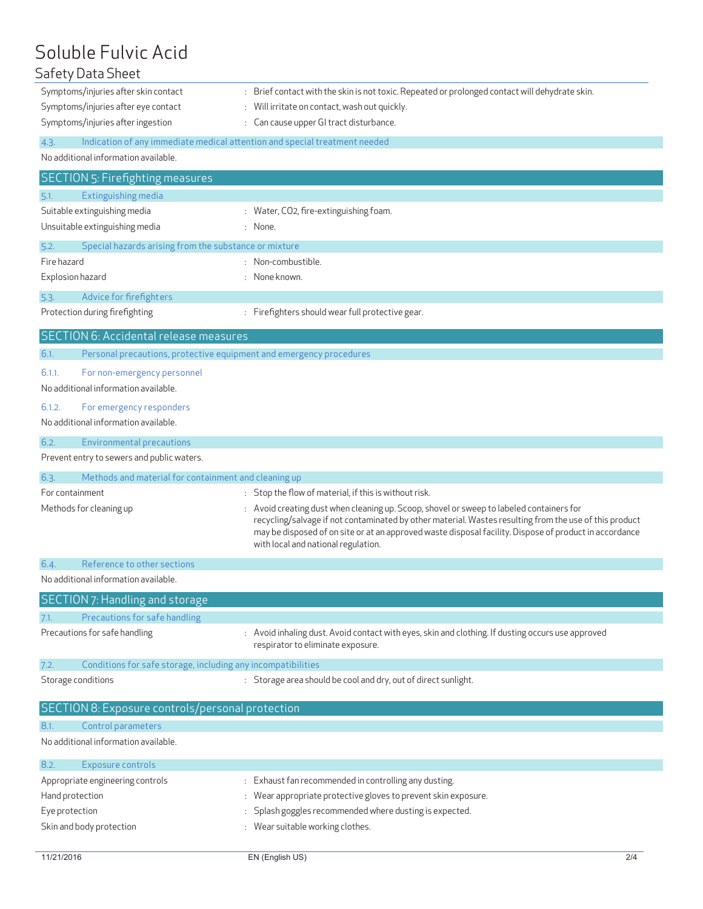| | |
|---|---|
| Symptoms/injuries after skin contact | : Brief contact with the skin is not toxic. Repeated or prolonged contact will dehydrate skin. |
| Symptoms/injuries after eye contact | : Will irritate on contact, wash out quickly. |
| Symptoms/injuries after ingestion | : Can cause upper GI tract disturbance. |

### 4.3. Indication of any immediate medical attention and special treatment needed

No additional information available.

## SECTION 5: Firefighting measures

### 5.1. Extinguishing media

| | |
|---|---|
| Suitable extinguishing media | : Water, $CO_2$, fire-extinguishing foam. |
| Unsuitable extinguishing media | : None. |

### 5.2. Special hazards arising from the substance or mixture

| | |
|---|---|
| Fire hazard | : Non-combustible. |
| Explosion hazard | : None known. |

### 5.3. Advice for firefighters

| | |
|---|---|
| Protection during firefighting | : Firefighters should wear full protective gear. |

## SECTION 6: Accidental release measures

### 6.1. Personal precautions, protective equipment and emergency procedures

#### 6.1.1. For non-emergency personnel

No additional information available.

#### 6.1.2. For emergency responders

No additional information available.

### 6.2. Environmental precautions

Prevent entry to sewers and public waters.

### 6.3. Methods and material for containment and cleaning up

| | |
|---|---|
| For containment | : Stop the flow of material, if this is without risk. |
| Methods for cleaning up | : Avoid creating dust when cleaning up. Scoop, shovel or sweep to labeled containers for recycling/salvage if not contaminated by other material. Wastes resulting from the use of this product may be disposed of on site or at an approved waste disposal facility. Dispose of product in accordance with local and national regulation. |

### 6.4. Reference to other sections

No additional information available.

## SECTION 7: Handling and storage

### 7.1. Precautions for safe handling

| | |
|---|---|
| Precautions for safe handling | : Avoid inhaling dust. Avoid contact with eyes, skin and clothing. If dusting occurs use approved respirator to eliminate exposure. |

### 7.2. Conditions for safe storage, including any incompatibilities

| | |
|---|---|
| Storage conditions | : Storage area should be cool and dry, out of direct sunlight. |

## SECTION 8: Exposure controls/personal protection

### 8.1. Control parameters

No additional information available.

### 8.2. Exposure controls

| | |
|---|---|
| Appropriate engineering controls | : Exhaust fan recommended in controlling any dusting. |
| Hand protection | : Wear appropriate protective gloves to prevent skin exposure. |
| Eye protection | : Splash goggles recommended where dusting is expected. |
| Skin and body protection | : Wear suitable working clothes. |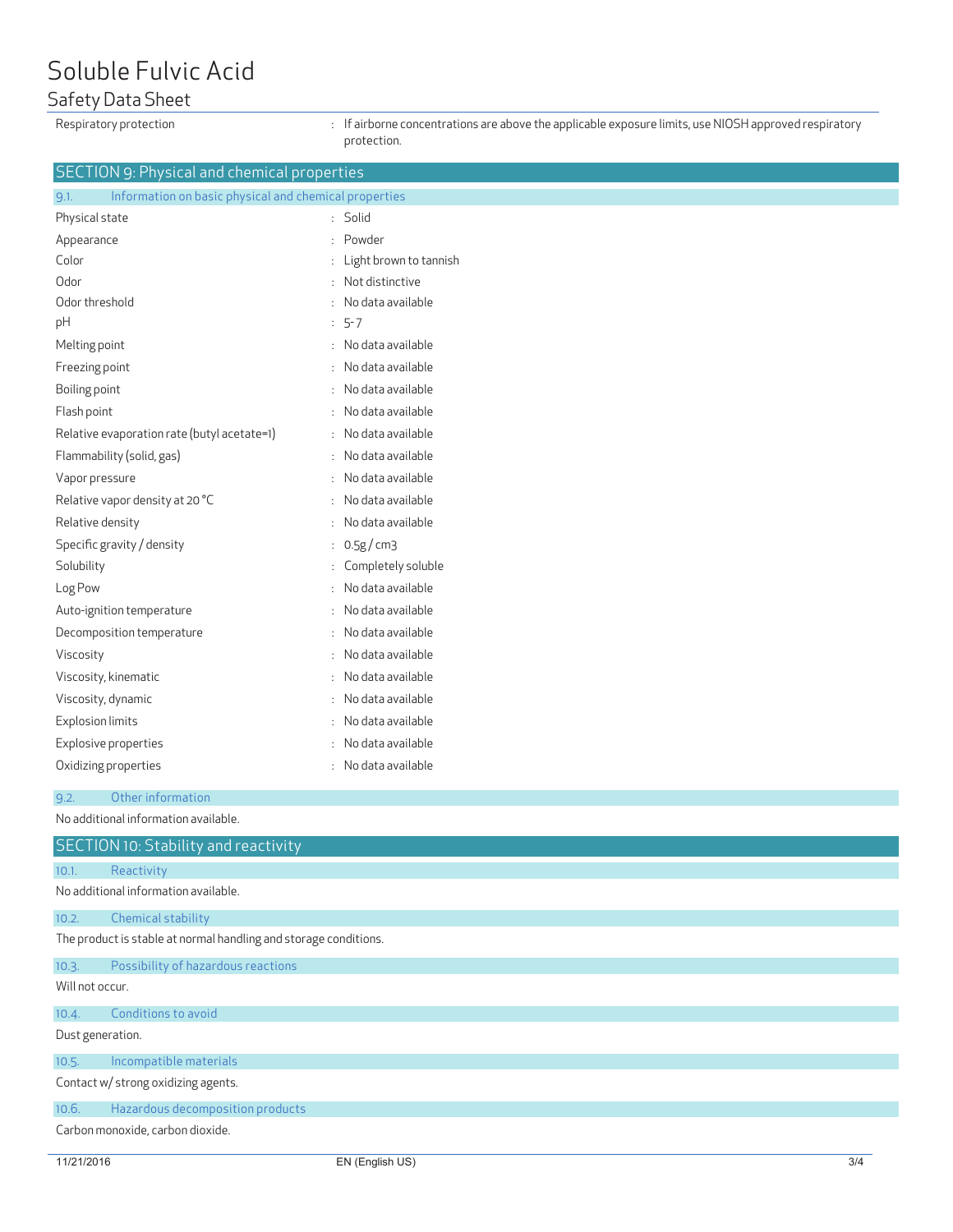| | |
|---|---|
| Respiratory protection | : If airborne concentrations are above the applicable exposure limits, use NIOSH approved respiratory protection. |

## SECTION 9: Physical and chemical properties

### 9.1. Information on basic physical and chemical properties

| | |
|---|---|
| Physical state | : Solid |
| Appearance | : Powder |
| Color | : Light brown to tannish |
| Odor | : Not distinctive |
| Odor threshold | : No data available |
| pH | : 5-7 |
| Melting point | : No data available |
| Freezing point | : No data available |
| Boiling point | : No data available |
| Flash point | : No data available |
| Relative evaporation rate (butyl acetate=1) | : No data available |
| Flammability (solid, gas) | : No data available |
| Vapor pressure | : No data available |
| Relative vapor density at 20 °C | : No data available |
| Relative density | : No data available |
| Specific gravity / density | : 0.5g / cm3 |
| Solubility | : Completely soluble |
| Log Pow | : No data available |
| Auto-ignition temperature | : No data available |
| Decomposition temperature | : No data available |
| Viscosity | : No data available |
| Viscosity, kinematic | : No data available |
| Viscosity, dynamic | : No data available |
| Explosion limits | : No data available |
| Explosive properties | : No data available |
| Oxidizing properties | : No data available |

### 9.2. Other information

No additional information available.

## SECTION 10: Stability and reactivity

### 10.1. Reactivity

No additional information available.

### 10.2. Chemical stability

The product is stable at normal handling and storage conditions.

### 10.3. Possibility of hazardous reactions

Will not occur.

### 10.4. Conditions to avoid

Dust generation.

### 10.5. Incompatible materials

Contact w/ strong oxidizing agents.

### 10.6. Hazardous decomposition products

Carbon monoxide, carbon dioxide.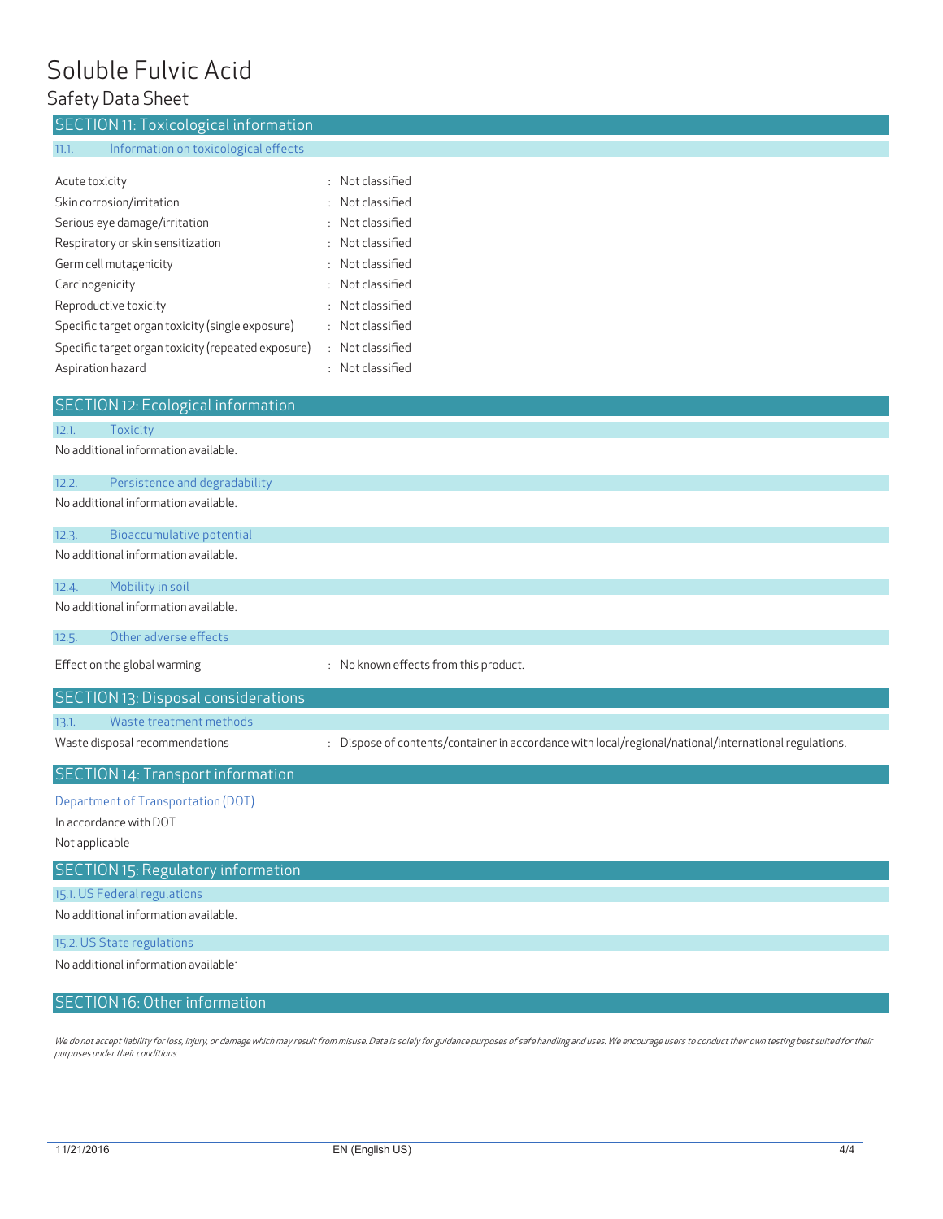# Soluble Fulvic Acid

## Safety Data Sheet

## SECTION 11: Toxicological information

### 11.1. Information on toxicological effects

| | |
|---|---|
| Acute toxicity | : Not classified |
| Skin corrosion/irritation | : Not classified |
| Serious eye damage/irritation | : Not classified |
| Respiratory or skin sensitization | : Not classified |
| Germ cell mutagenicity | : Not classified |
| Carcinogenicity | : Not classified |
| Reproductive toxicity | : Not classified |
| Specific target organ toxicity (single exposure) | : Not classified |
| Specific target organ toxicity (repeated exposure) | : Not classified |
| Aspiration hazard | : Not classified |

## SECTION 12: Ecological information

### 12.1. Toxicity

No additional information available.

### 12.2. Persistence and degradability

No additional information available.

### 12.3. Bioaccumulative potential

No additional information available.

### 12.4. Mobility in soil

No additional information available.

### 12.5. Other adverse effects

| | |
|---|---|
| Effect on the global warming | : No known effects from this product. |

## SECTION 13: Disposal considerations

### 13.1. Waste treatment methods

| | |
|---|---|
| Waste disposal recommendations | : Dispose of contents/container in accordance with local/regional/national/international regulations. |

## SECTION 14: Transport information

### Department of Transportation (DOT)

In accordance with DOT

Not applicable

## SECTION 15: Regulatory information

### 15.1. US Federal regulations

No additional information available.

### 15.2. US State regulations

No additional information available.

## SECTION 16: Other information

*We do not accept liability for loss, injury, or damage which may result from misuse. Data is solely for guidance purposes of safe handling and uses. We encourage users to conduct their own testing best suited for their purposes under their conditions.*

11/21/2016 EN (English US)